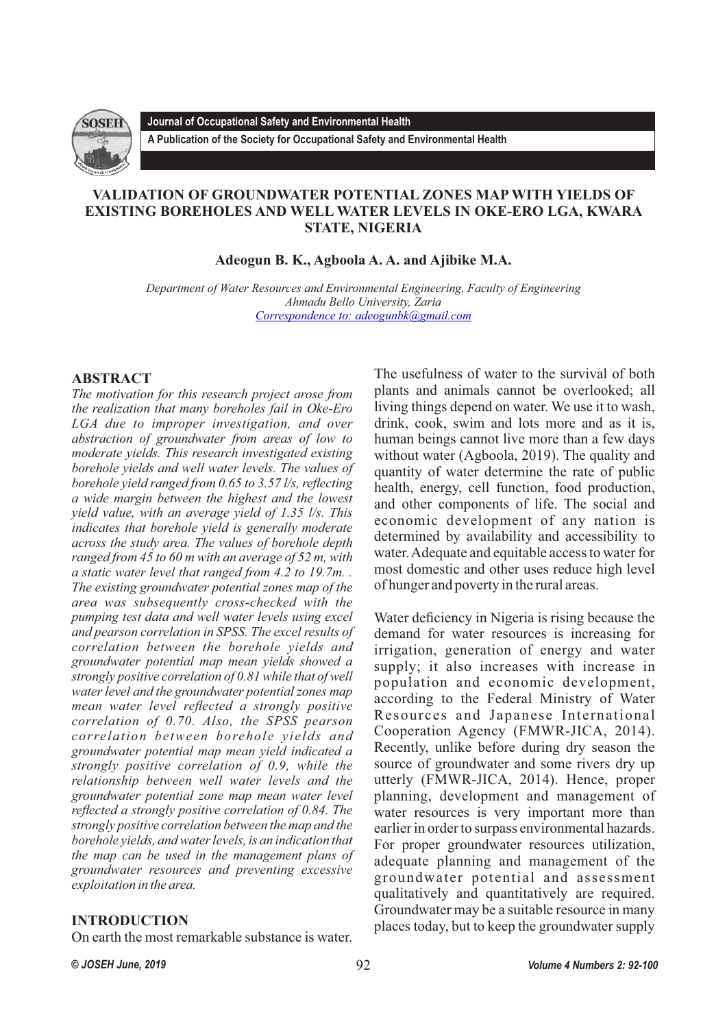# VALIDATION OF GROUNDWATER POTENTIAL ZONES MAP WITH YIELDS OF EXISTING BOREHOLES AND WELL WATER LEVELS IN OKE-ERO LGA, KWARA STATE, NIGERIA

**Adeogun B. K., Agboola A. A. and Ajibike M.A.**

*Department of Water Resources and Environmental Engineering, Faculty of Engineering*
*Ahmadu Bello University, Zaria*
*Correspondence to: adeogunbk@gmail.com*

## ABSTRACT

*The motivation for this research project arose from the realization that many boreholes fail in Oke-Ero LGA due to improper investigation, and over abstraction of groundwater from areas of low to moderate yields. This research investigated existing borehole yields and well water levels. The values of borehole yield ranged from 0.65 to 3.57 l/s, reflecting a wide margin between the highest and the lowest yield value, with an average yield of 1.35 l/s. This indicates that borehole yield is generally moderate across the study area. The values of borehole depth ranged from 45 to 60 m with an average of 52 m, with a static water level that ranged from 4.2 to 19.7m. . The existing groundwater potential zones map of the area was subsequently cross-checked with the pumping test data and well water levels using excel and pearson correlation in SPSS. The excel results of correlation between the borehole yields and groundwater potential map mean yields showed a strongly positive correlation of 0.81 while that of well water level and the groundwater potential zones map mean water level reflected a strongly positive correlation of 0.70. Also, the SPSS pearson correlation between borehole yields and groundwater potential map mean yield indicated a strongly positive correlation of 0.9, while the relationship between well water levels and the groundwater potential zone map mean water level reflected a strongly positive correlation of 0.84. The strongly positive correlation between the map and the borehole yields, and water levels, is an indication that the map can be used in the management plans of groundwater resources and preventing excessive exploitation in the area.*

## INTRODUCTION

On earth the most remarkable substance is water. The usefulness of water to the survival of both plants and animals cannot be overlooked; all living things depend on water. We use it to wash, drink, cook, swim and lots more and as it is, human beings cannot live more than a few days without water (Agboola, 2019). The quality and quantity of water determine the rate of public health, energy, cell function, food production, and other components of life. The social and economic development of any nation is determined by availability and accessibility to water. Adequate and equitable access to water for most domestic and other uses reduce high level of hunger and poverty in the rural areas.

Water deficiency in Nigeria is rising because the demand for water resources is increasing for irrigation, generation of energy and water supply; it also increases with increase in population and economic development, according to the Federal Ministry of Water Resources and Japanese International Cooperation Agency (FMWR-JICA, 2014). Recently, unlike before during dry season the source of groundwater and some rivers dry up utterly (FMWR-JICA, 2014). Hence, proper planning, development and management of water resources is very important more than earlier in order to surpass environmental hazards. For proper groundwater resources utilization, adequate planning and management of the groundwater potential and assessment qualitatively and quantitatively are required. Groundwater may be a suitable resource in many places today, but to keep the groundwater supply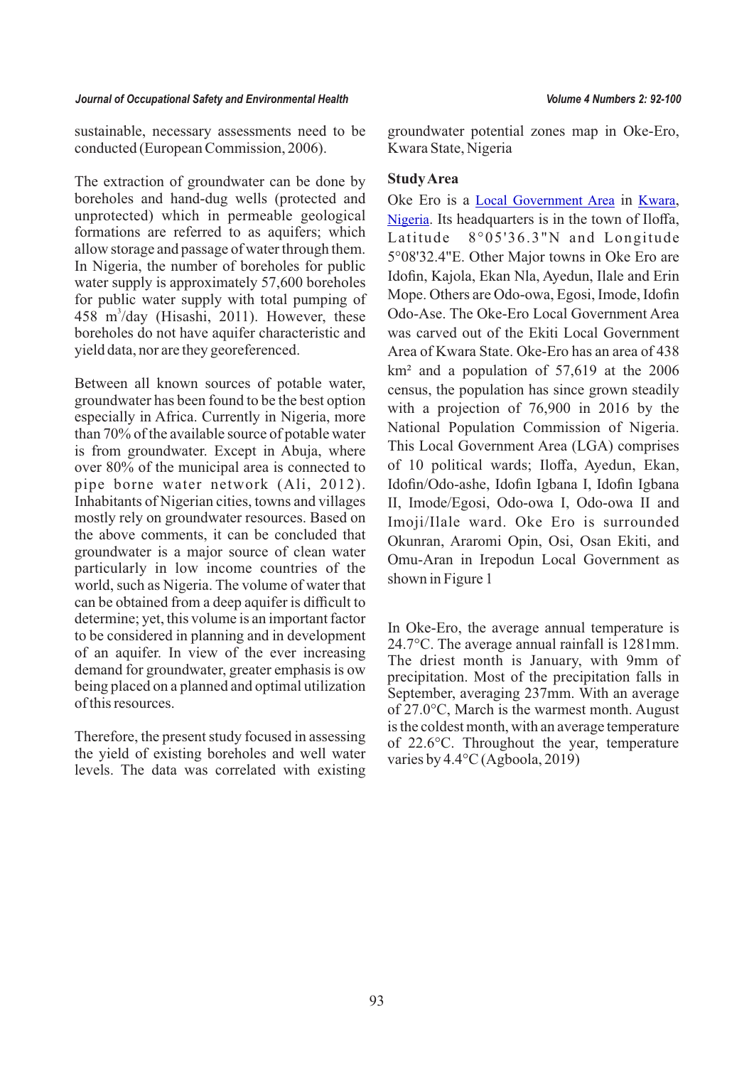sustainable, necessary assessments need to be conducted (European Commission, 2006).

The extraction of groundwater can be done by boreholes and hand-dug wells (protected and unprotected) which in permeable geological formations are referred to as aquifers; which allow storage and passage of water through them. In Nigeria, the number of boreholes for public water supply is approximately 57,600 boreholes for public water supply with total pumping of 458 $m^3$/day (Hisashi, 2011). However, these boreholes do not have aquifer characteristic and yield data, nor are they georeferenced.

Between all known sources of potable water, groundwater has been found to be the best option especially in Africa. Currently in Nigeria, more than 70% of the available source of potable water is from groundwater. Except in Abuja, where over 80% of the municipal area is connected to pipe borne water network (Ali, 2012). Inhabitants of Nigerian cities, towns and villages mostly rely on groundwater resources. Based on the above comments, it can be concluded that groundwater is a major source of clean water particularly in low income countries of the world, such as Nigeria. The volume of water that can be obtained from a deep aquifer is difficult to determine; yet, this volume is an important factor to be considered in planning and in development of an aquifer. In view of the ever increasing demand for groundwater, greater emphasis is ow being placed on a planned and optimal utilization of this resources.

Therefore, the present study focused in assessing the yield of existing boreholes and well water levels. The data was correlated with existing groundwater potential zones map in Oke-Ero, Kwara State, Nigeria

**Study Area**

Oke Ero is a Local Government Area in Kwara, Nigeria. Its headquarters is in the town of Iloffa, Latitude 8°05'36.3"N and Longitude 5°08'32.4"E. Other Major towns in Oke Ero are Idofin, Kajola, Ekan Nla, Ayedun, Ilale and Erin Mope. Others are Odo-owa, Egosi, Imode, Idofin Odo-Ase. The Oke-Ero Local Government Area was carved out of the Ekiti Local Government Area of Kwara State. Oke-Ero has an area of 438 km² and a population of 57,619 at the 2006 census, the population has since grown steadily with a projection of 76,900 in 2016 by the National Population Commission of Nigeria. This Local Government Area (LGA) comprises of 10 political wards; Iloffa, Ayedun, Ekan, Idofin/Odo-ashe, Idofin Igbana I, Idofin Igbana II, Imode/Egosi, Odo-owa I, Odo-owa II and Imoji/Ilale ward. Oke Ero is surrounded Okunran, Araromi Opin, Osi, Osan Ekiti, and Omu-Aran in Irepodun Local Government as shown in Figure 1

In Oke-Ero, the average annual temperature is 24.7°C. The average annual rainfall is 1281mm. The driest month is January, with 9mm of precipitation. Most of the precipitation falls in September, averaging 237mm. With an average of 27.0°C, March is the warmest month. August is the coldest month, with an average temperature of 22.6°C. Throughout the year, temperature varies by 4.4°C (Agboola, 2019)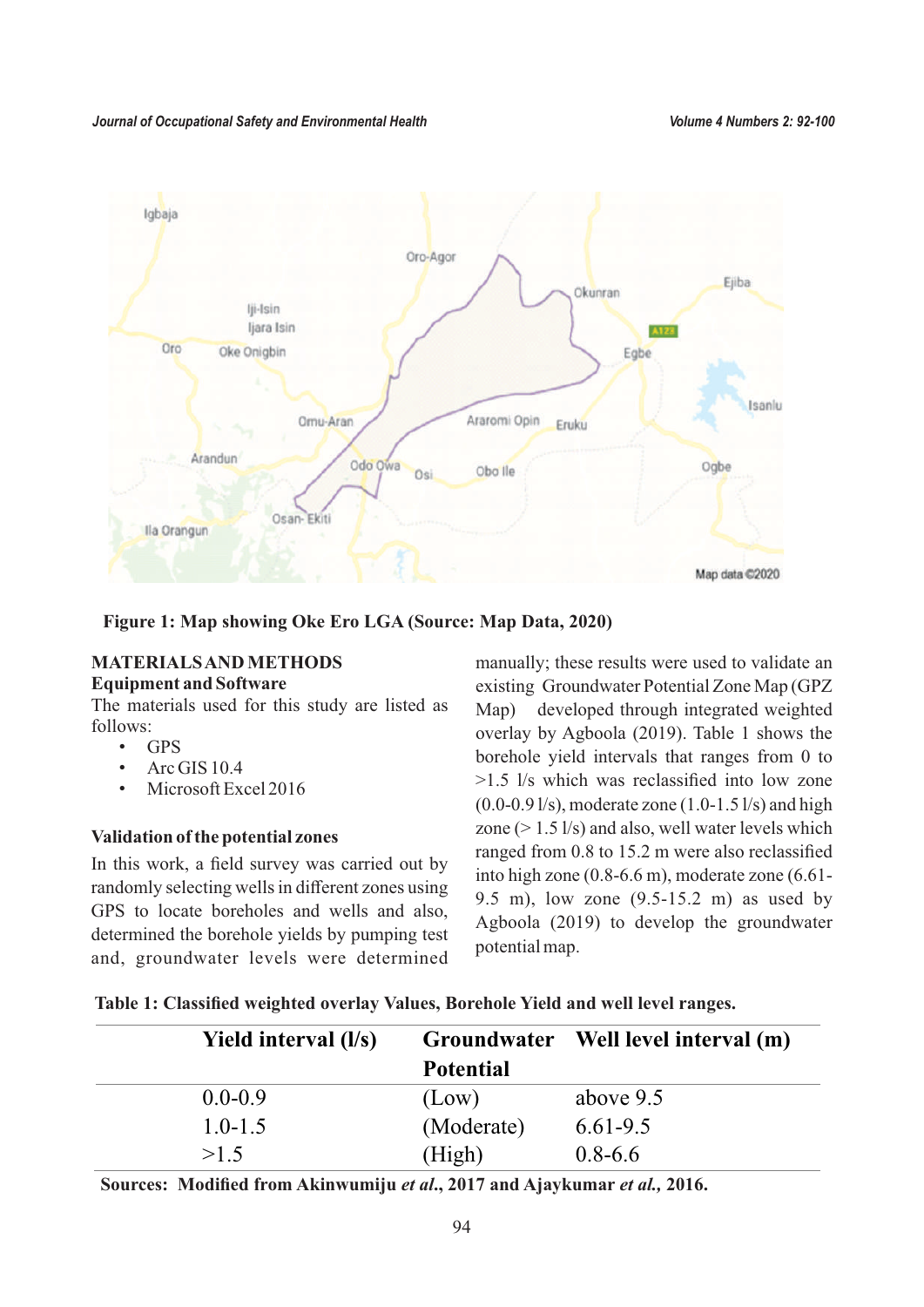Figure 1: Map showing Oke Ero LGA (Source: Map Data, 2020)

## MATERIALS AND METHODS

### Equipment and Software

The materials used for this study are listed as follows:

- GPS
- Arc GIS 10.4
- Microsoft Excel 2016

### Validation of the potential zones

In this work, a field survey was carried out by randomly selecting wells in different zones using GPS to locate boreholes and wells and also, determined the borehole yields by pumping test and, groundwater levels were determined manually; these results were used to validate an existing Groundwater Potential Zone Map (GPZ Map) developed through integrated weighted overlay by Agboola (2019). Table 1 shows the borehole yield intervals that ranges from 0 to >1.5 l/s which was reclassified into low zone (0.0-0.9 l/s), moderate zone (1.0-1.5 l/s) and high zone (> 1.5 l/s) and also, well water levels which ranged from 0.8 to 15.2 m were also reclassified into high zone (0.8-6.6 m), moderate zone (6.61-9.5 m), low zone (9.5-15.2 m) as used by Agboola (2019) to develop the groundwater potential map.

**Table 1: Classified weighted overlay Values, Borehole Yield and well level ranges.**

| Yield interval (l/s) | Groundwater Potential | Well level interval (m) |
|---|---|---|
| 0.0-0.9 | (Low) | above 9.5 |
| 1.0-1.5 | (Moderate) | 6.61-9.5 |
| >1.5 | (High) | 0.8-6.6 |

**Sources: Modified from Akinwumiju *et al.*, 2017 and Ajaykumar *et al.*, 2016.**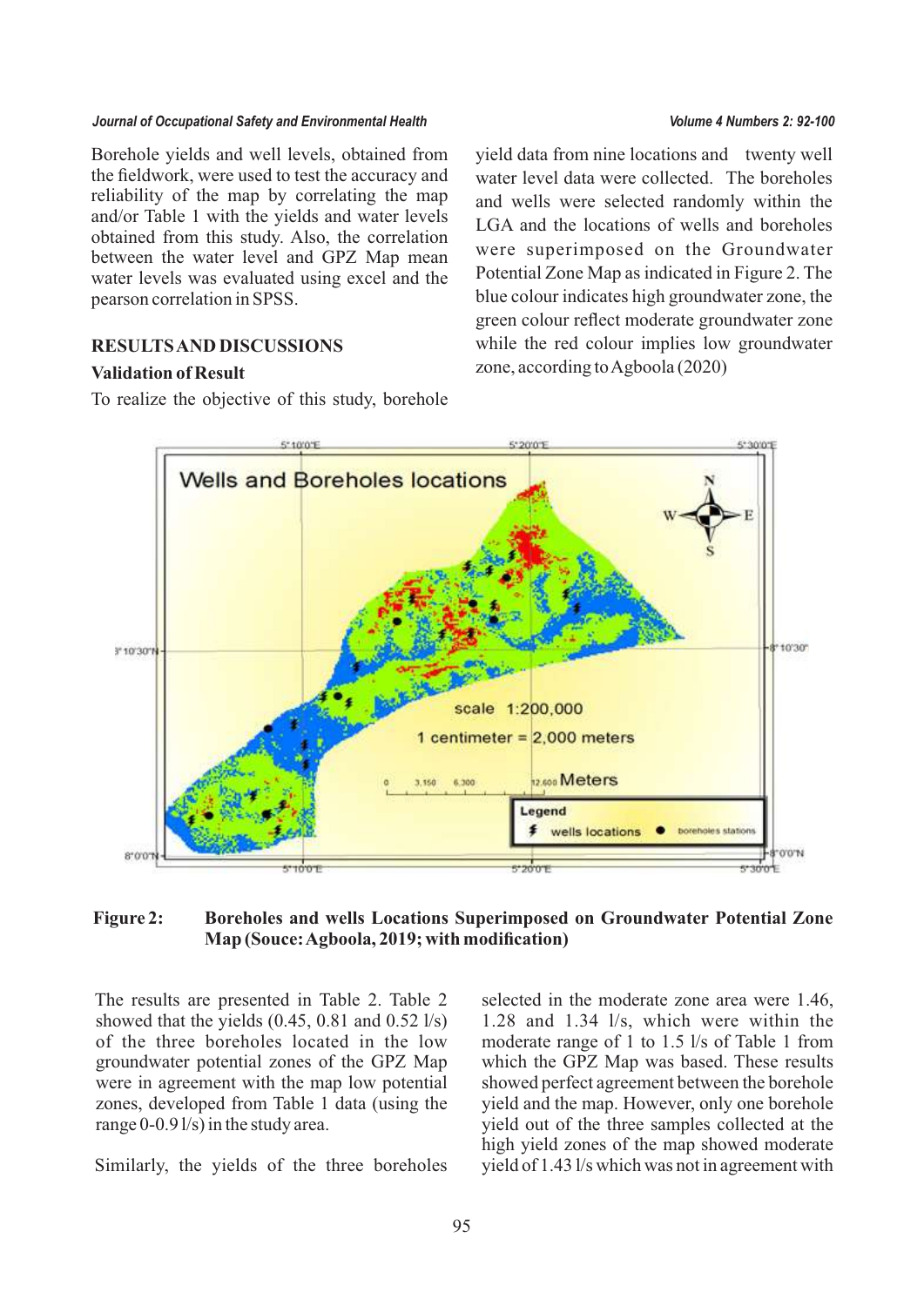Borehole yields and well levels, obtained from the fieldwork, were used to test the accuracy and reliability of the map by correlating the map and/or Table 1 with the yields and water levels obtained from this study. Also, the correlation between the water level and GPZ Map mean water levels was evaluated using excel and the pearson correlation in SPSS.

## RESULTS AND DISCUSSIONS

### Validation of Result

To realize the objective of this study, borehole yield data from nine locations and twenty well water level data were collected. The boreholes and wells were selected randomly within the LGA and the locations of wells and boreholes were superimposed on the Groundwater Potential Zone Map as indicated in Figure 2. The blue colour indicates high groundwater zone, the green colour reflect moderate groundwater zone while the red colour implies low groundwater zone, according to Agboola (2020)

**Figure 2: Boreholes and wells Locations Superimposed on Groundwater Potential Zone Map (Souce: Agboola, 2019; with modification)**

The results are presented in Table 2. Table 2 showed that the yields (0.45, 0.81 and 0.52 l/s) of the three boreholes located in the low groundwater potential zones of the GPZ Map were in agreement with the map low potential zones, developed from Table 1 data (using the range 0-0.9 l/s) in the study area.

Similarly, the yields of the three boreholes selected in the moderate zone area were 1.46, 1.28 and 1.34 l/s, which were within the moderate range of 1 to 1.5 l/s of Table 1 from which the GPZ Map was based. These results showed perfect agreement between the borehole yield and the map. However, only one borehole yield out of the three samples collected at the high yield zones of the map showed moderate yield of 1.43 l/s which was not in agreement with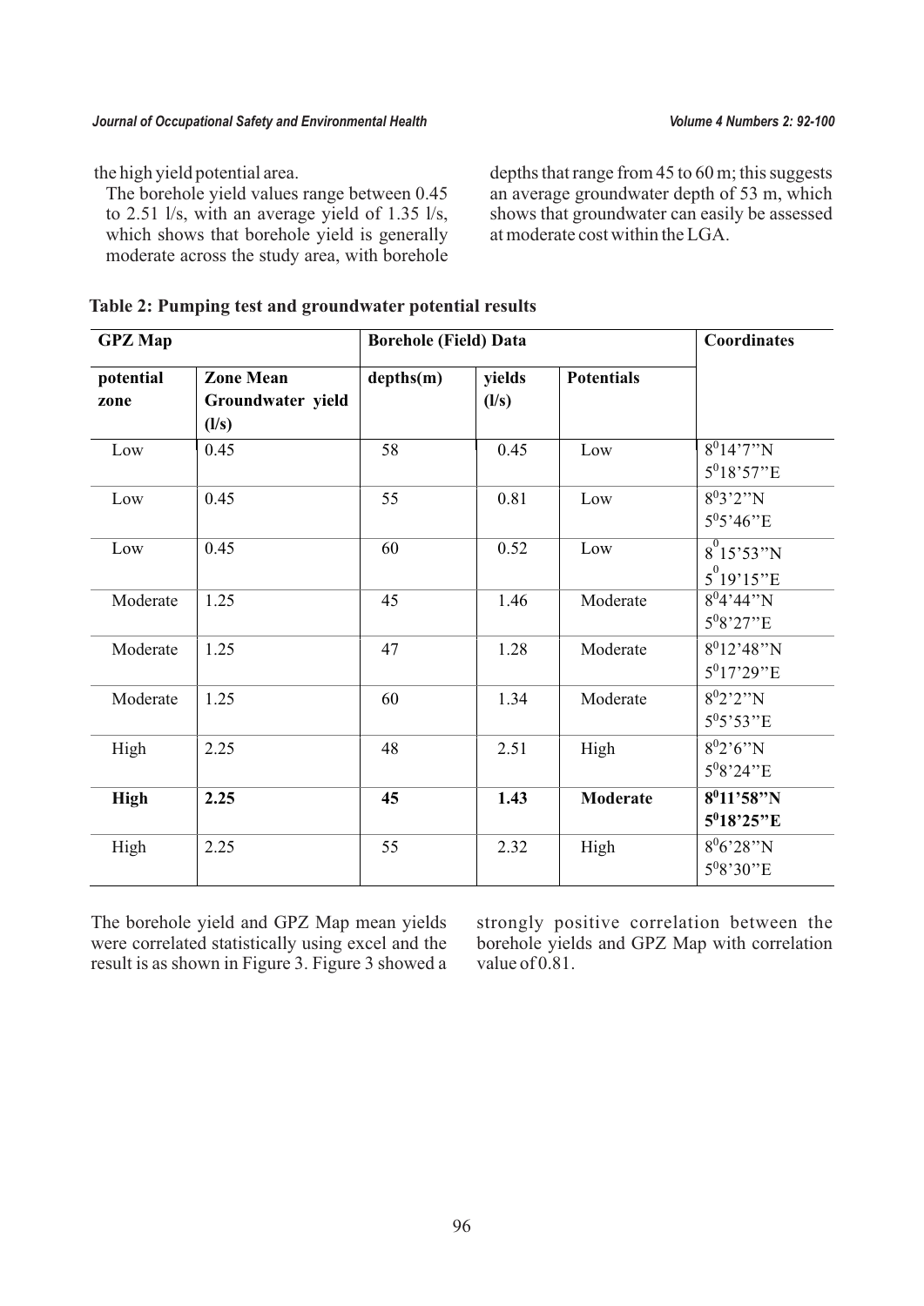the high yield potential area.

The borehole yield values range between 0.45 to 2.51 l/s, with an average yield of 1.35 l/s, which shows that borehole yield is generally moderate across the study area, with borehole depths that range from 45 to 60 m; this suggests an average groundwater depth of 53 m, which shows that groundwater can easily be assessed at moderate cost within the LGA.

**Table 2: Pumping test and groundwater potential results**

| GPZ Map | | Borehole (Field) Data | | | Coordinates |
|---|---|---|---|---|---|
| potential zone | Zone Mean Groundwater yield (l/s) | depths(m) | yields (l/s) | Potentials | |
| Low | 0.45 | 58 | 0.45 | Low | $8^0$14'7"N $5^0$18'57"E |
| Low | 0.45 | 55 | 0.81 | Low | $8^0$3'2"N $5^0$5'46"E |
| Low | 0.45 | 60 | 0.52 | Low | $8^0$15'53"N $5^0$19'15"E |
| Moderate | 1.25 | 45 | 1.46 | Moderate | $8^0$4'44"N $5^0$8'27"E |
| Moderate | 1.25 | 47 | 1.28 | Moderate | $8^0$12'48"N $5^0$17'29"E |
| Moderate | 1.25 | 60 | 1.34 | Moderate | $8^0$2'2"N $5^0$5'53"E |
| High | 2.25 | 48 | 2.51 | High | $8^0$2'6"N $5^0$8'24"E |
| **High** | **2.25** | **45** | **1.43** | **Moderate** | **$8^0$11'58"N $5^0$18'25"E** |
| High | 2.25 | 55 | 2.32 | High | $8^0$6'28"N $5^0$8'30"E |

The borehole yield and GPZ Map mean yields were correlated statistically using excel and the result is as shown in Figure 3. Figure 3 showed a strongly positive correlation between the borehole yields and GPZ Map with correlation value of 0.81.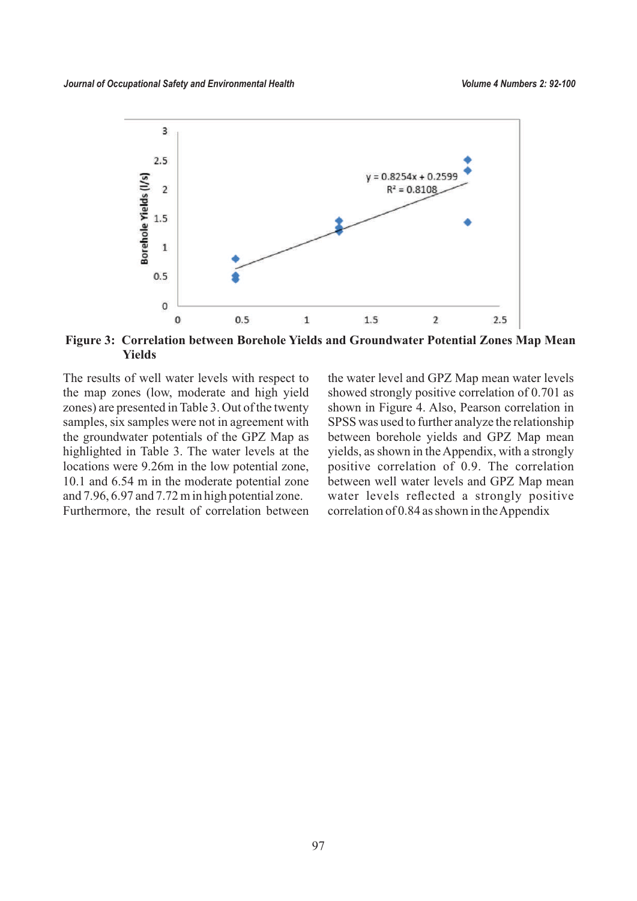**Figure 3: Correlation between Borehole Yields and Groundwater Potential Zones Map Mean Yields**

The results of well water levels with respect to the map zones (low, moderate and high yield zones) are presented in Table 3. Out of the twenty samples, six samples were not in agreement with the groundwater potentials of the GPZ Map as highlighted in Table 3. The water levels at the locations were 9.26m in the low potential zone, 10.1 and 6.54 m in the moderate potential zone and 7.96, 6.97 and 7.72 m in high potential zone. Furthermore, the result of correlation between the water level and GPZ Map mean water levels showed strongly positive correlation of 0.701 as shown in Figure 4. Also, Pearson correlation in SPSS was used to further analyze the relationship between borehole yields and GPZ Map mean yields, as shown in the Appendix, with a strongly positive correlation of 0.9. The correlation between well water levels and GPZ Map mean water levels reflected a strongly positive correlation of 0.84 as shown in the Appendix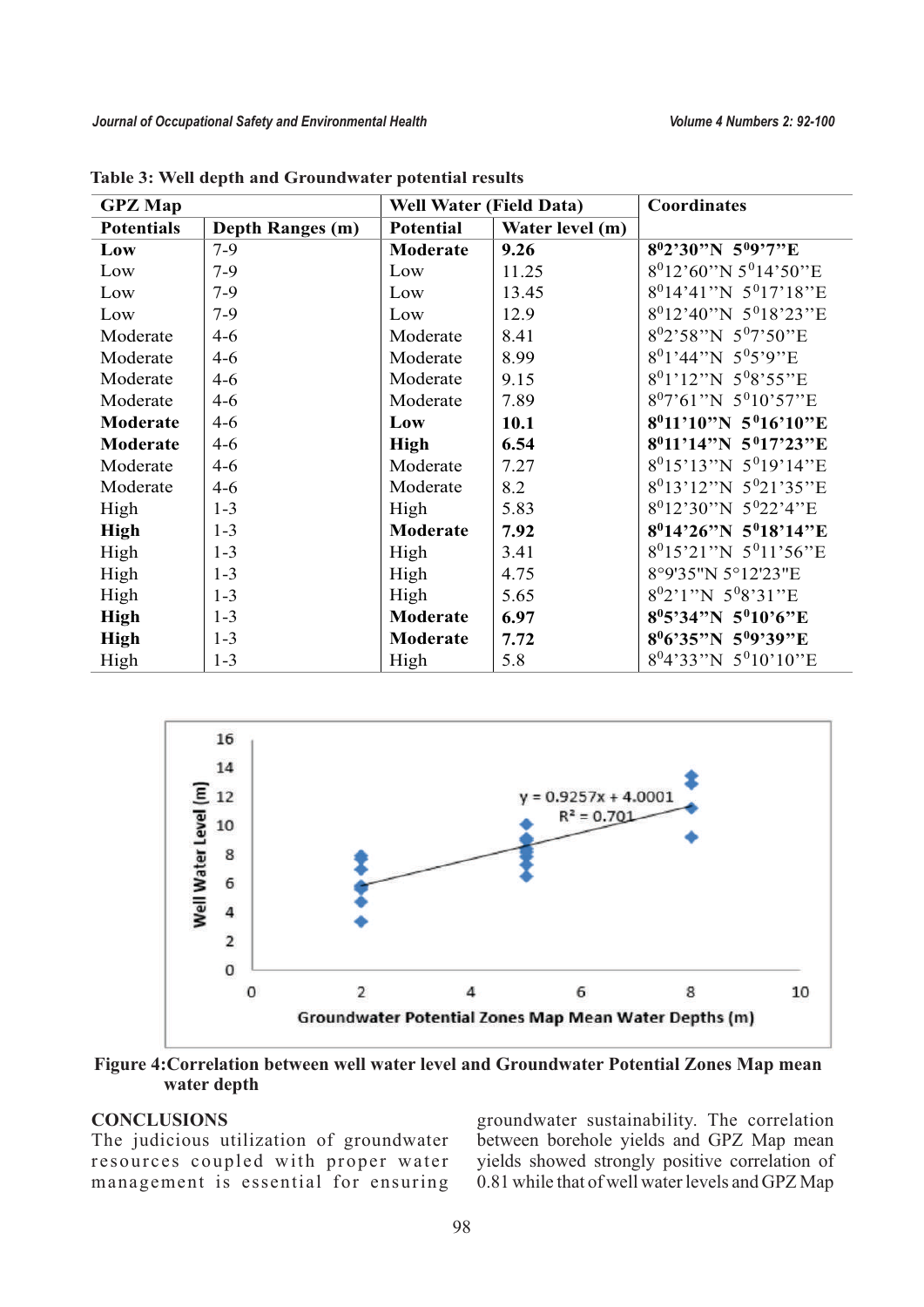**Table 3: Well depth and Groundwater potential results**

| GPZ Map | | Well Water (Field Data) | | Coordinates |
|---|---|---|---|---|
| **Potentials** | **Depth Ranges (m)** | **Potential** | **Water level (m)** | |
| **Low** | 7-9 | **Moderate** | **9.26** | **8°2'30"N 5°9'7"E** |
| Low | 7-9 | Low | 11.25 | 8°12'60"N 5°14'50"E |
| Low | 7-9 | Low | 13.45 | 8°14'41"N 5°17'18"E |
| Low | 7-9 | Low | 12.9 | 8°12'40"N 5°18'23"E |
| Moderate | 4-6 | Moderate | 8.41 | 8°2'58"N 5°7'50"E |
| Moderate | 4-6 | Moderate | 8.99 | 8°1'44"N 5°5'9"E |
| Moderate | 4-6 | Moderate | 9.15 | 8°1'12"N 5°8'55"E |
| Moderate | 4-6 | Moderate | 7.89 | 8°7'61"N 5°10'57"E |
| **Moderate** | 4-6 | **Low** | **10.1** | **8°11'10"N 5°16'10"E** |
| **Moderate** | 4-6 | **High** | **6.54** | **8°11'14"N 5°17'23"E** |
| Moderate | 4-6 | Moderate | 7.27 | 8°15'13"N 5°19'14"E |
| Moderate | 4-6 | Moderate | 8.2 | 8°13'12"N 5°21'35"E |
| High | 1-3 | High | 5.83 | 8°12'30"N 5°22'4"E |
| **High** | 1-3 | **Moderate** | **7.92** | **8°14'26"N 5°18'14"E** |
| High | 1-3 | High | 3.41 | 8°15'21"N 5°11'56"E |
| High | 1-3 | High | 4.75 | 8°9'35"N 5°12'23"E |
| High | 1-3 | High | 5.65 | 8°2'1"N 5°8'31"E |
| **High** | 1-3 | **Moderate** | **6.97** | **8°5'34"N 5°10'6"E** |
| **High** | 1-3 | **Moderate** | **7.72** | **8°6'35"N 5°9'39"E** |
| High | 1-3 | High | 5.8 | 8°4'33"N 5°10'10"E |

**Figure 4:Correlation between well water level and Groundwater Potential Zones Map mean water depth**

## CONCLUSIONS

The judicious utilization of groundwater resources coupled with proper water management is essential for ensuring groundwater sustainability. The correlation between borehole yields and GPZ Map mean yields showed strongly positive correlation of 0.81 while that of well water levels and GPZ Map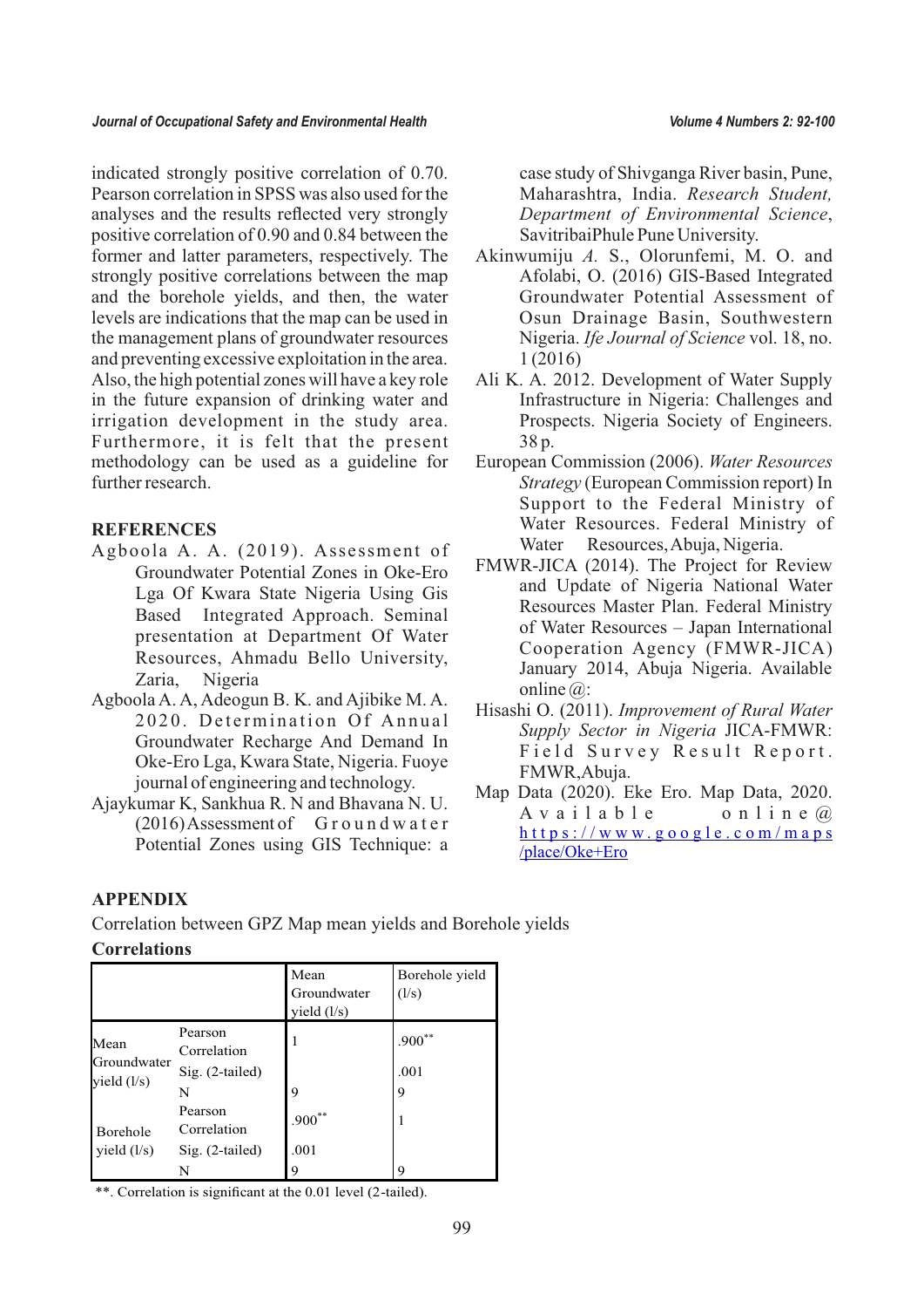indicated strongly positive correlation of 0.70. Pearson correlation in SPSS was also used for the analyses and the results reflected very strongly positive correlation of 0.90 and 0.84 between the former and latter parameters, respectively. The strongly positive correlations between the map and the borehole yields, and then, the water levels are indications that the map can be used in the management plans of groundwater resources and preventing excessive exploitation in the area. Also, the high potential zones will have a key role in the future expansion of drinking water and irrigation development in the study area. Furthermore, it is felt that the present methodology can be used as a guideline for further research.

## REFERENCES

Agboola A. A. (2019). Assessment of Groundwater Potential Zones in Oke-Ero Lga Of Kwara State Nigeria Using Gis Based Integrated Approach. Seminal presentation at Department Of Water Resources, Ahmadu Bello University, Zaria, Nigeria

Agboola A. A, Adeogun B. K. and Ajibike M. A. 2020. Determination Of Annual Groundwater Recharge And Demand In Oke-Ero Lga, Kwara State, Nigeria. Fuoye journal of engineering and technology.

Ajaykumar K, Sankhua R. N and Bhavana N. U. (2016) Assessment of Groundwater Potential Zones using GIS Technique: a case study of Shivganga River basin, Pune, Maharashtra, India. *Research Student, Department of Environmental Science*, SavitribaiPhule Pune University.

Akinwumiju *A.* S., Olorunfemi, M. O. and Afolabi, O. (2016) GIS-Based Integrated Groundwater Potential Assessment of Osun Drainage Basin, Southwestern Nigeria. *Ife Journal of Science* vol. 18, no. 1 (2016)

Ali K. A. 2012. Development of Water Supply Infrastructure in Nigeria: Challenges and Prospects. Nigeria Society of Engineers. 38 p.

European Commission (2006). *Water Resources Strategy* (European Commission report) In Support to the Federal Ministry of Water Resources. Federal Ministry of Water Resources, Abuja, Nigeria.

FMWR-JICA (2014). The Project for Review and Update of Nigeria National Water Resources Master Plan. Federal Ministry of Water Resources – Japan International Cooperation Agency (FMWR-JICA) January 2014, Abuja Nigeria. Available online @:

Hisashi O. (2011). *Improvement of Rural Water Supply Sector in Nigeria* JICA-FMWR: Field Survey Result Report. FMWR, Abuja.

Map Data (2020). Eke Ero. Map Data, 2020. Available online @ https://www.google.com/maps/place/Oke+Ero

## APPENDIX

Correlation between GPZ Map mean yields and Borehole yields

**Correlations**

| | | Mean Groundwater yield (l/s) | Borehole yield (l/s) |
|---|---|---|---|
| Mean Groundwater yield (l/s) | Pearson Correlation | 1 | .900** |
| | Sig. (2-tailed) | | .001 |
| | N | 9 | 9 |
| Borehole yield (l/s) | Pearson Correlation | .900** | 1 |
| | Sig. (2-tailed) | .001 | |
| | N | 9 | 9 |

**. Correlation is significant at the 0.01 level (2-tailed).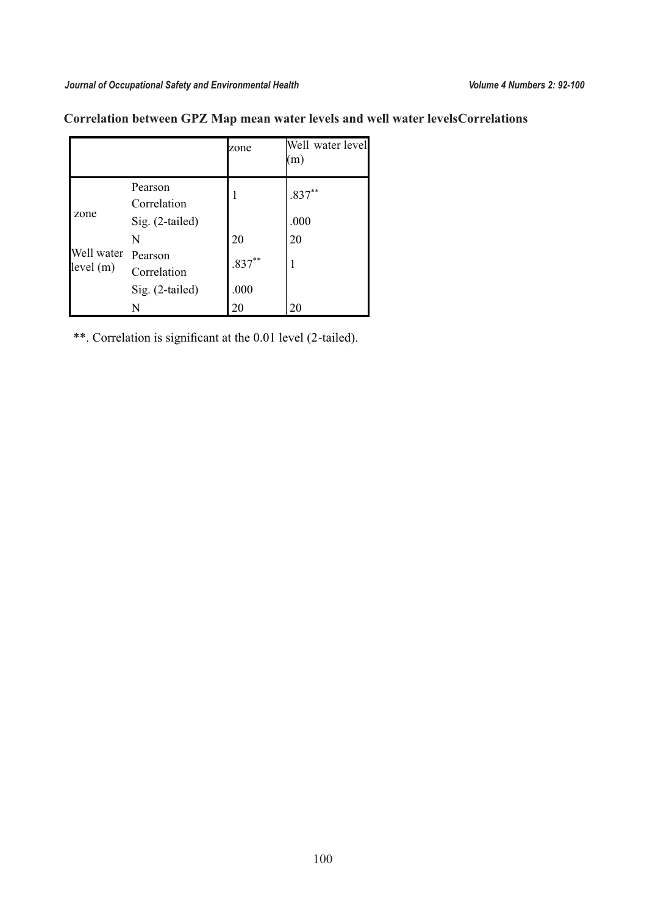**Correlation between GPZ Map mean water levels and well water levelsCorrelations**

| | | zone | Well water level (m) |
|---|---|---|---|
| zone | Pearson Correlation | 1 | .837** |
| | Sig. (2-tailed) | | .000 |
| | N | 20 | 20 |
| Well water level (m) | Pearson Correlation | .837** | 1 |
| | Sig. (2-tailed) | .000 | |
| | N | 20 | 20 |

**. Correlation is significant at the 0.01 level (2-tailed).